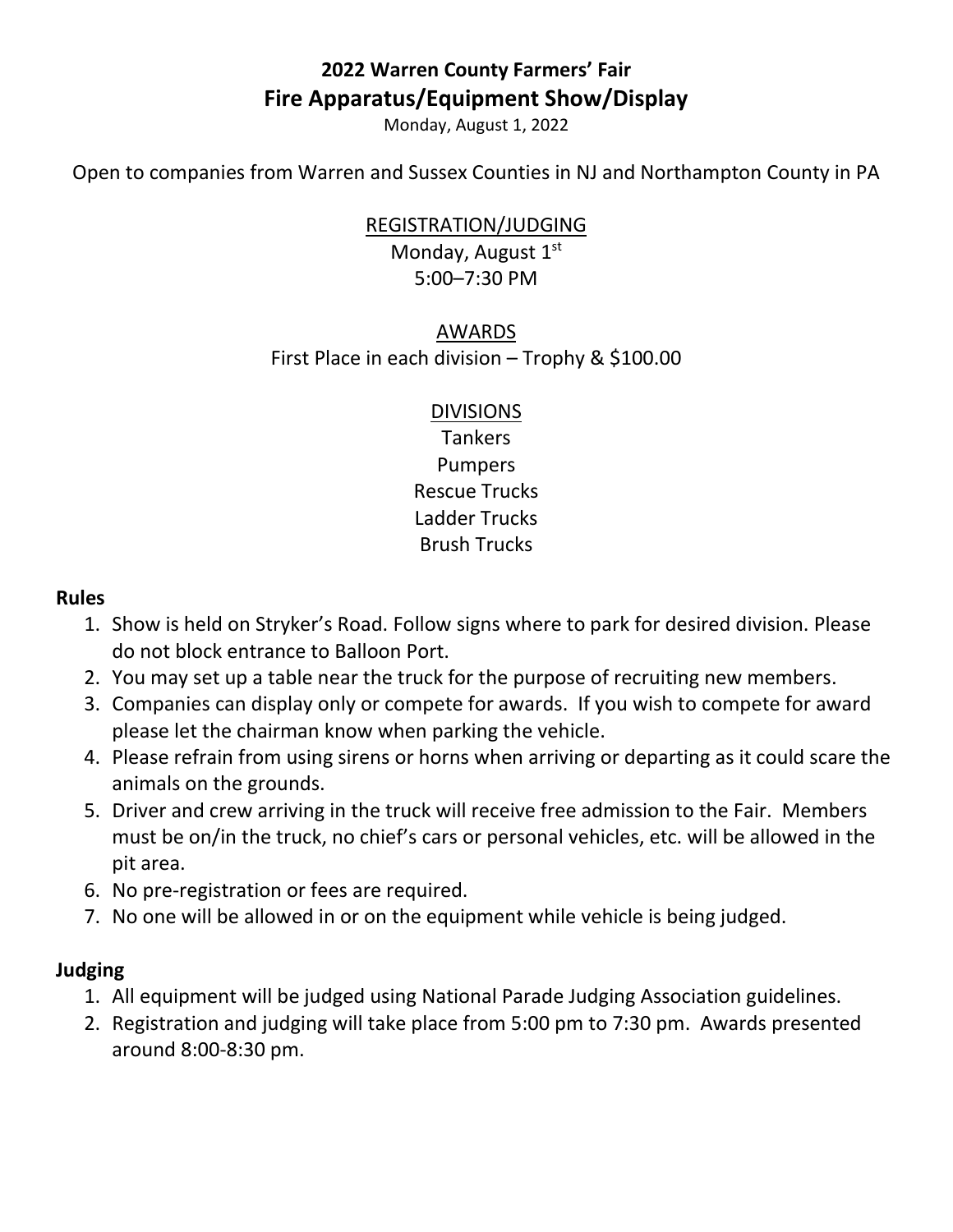# 2022 Warren County Farmers' Fair

## Fire Apparatus/Equipment Show/Display

Monday, August 1, 2022

Open to companies from Warren and Sussex Counties in NJ and Northampton County in PA

REGISTRATION/JUDGING

Monday, August 1st

5:00–7:30 PM

AWARDS

First Place in each division – Trophy & $100.00

DIVISIONS

Tankers

Pumpers

Rescue Trucks

Ladder Trucks

Brush Trucks

### Rules

1. Show is held on Stryker's Road. Follow signs where to park for desired division. Please do not block entrance to Balloon Port.
2. You may set up a table near the truck for the purpose of recruiting new members.
3. Companies can display only or compete for awards. If you wish to compete for award please let the chairman know when parking the vehicle.
4. Please refrain from using sirens or horns when arriving or departing as it could scare the animals on the grounds.
5. Driver and crew arriving in the truck will receive free admission to the Fair. Members must be on/in the truck, no chief's cars or personal vehicles, etc. will be allowed in the pit area.
6. No pre-registration or fees are required.
7. No one will be allowed in or on the equipment while vehicle is being judged.

### Judging

1. All equipment will be judged using National Parade Judging Association guidelines.
2. Registration and judging will take place from 5:00 pm to 7:30 pm. Awards presented around 8:00-8:30 pm.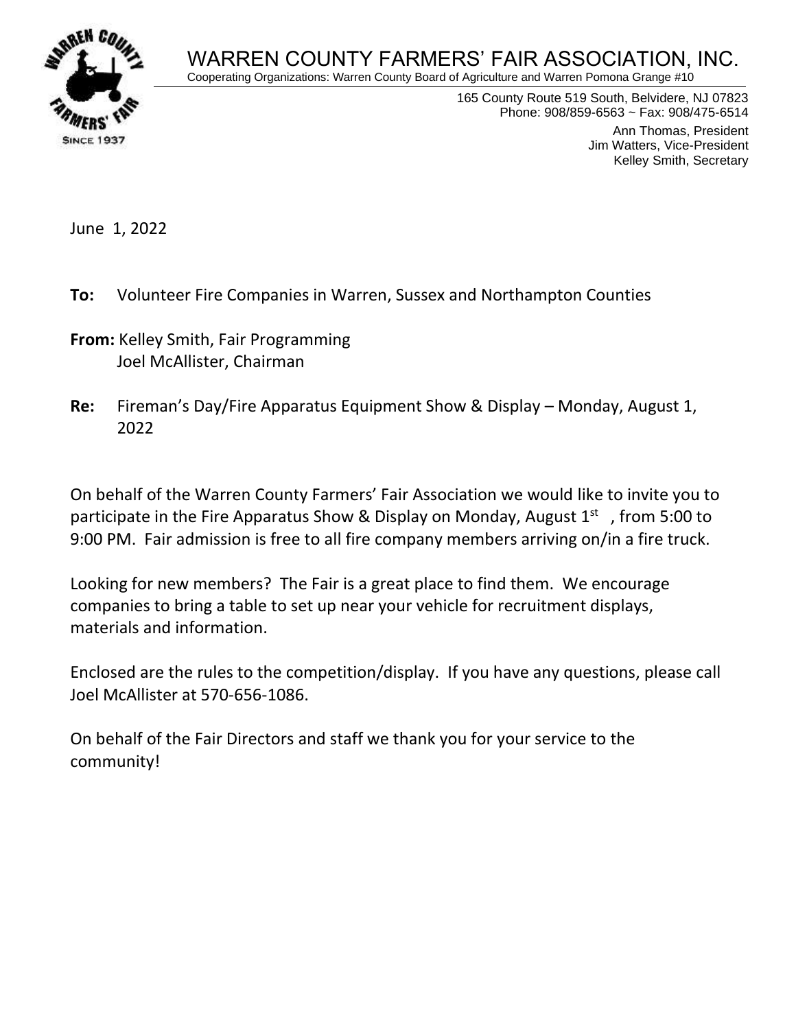# WARREN COUNTY FARMERS' FAIR ASSOCIATION, INC.

Cooperating Organizations: Warren County Board of Agriculture and Warren Pomona Grange #10

165 County Route 519 South, Belvidere, NJ 07823
Phone: 908/859-6563 ~ Fax: 908/475-6514

Ann Thomas, President
Jim Watters, Vice-President
Kelley Smith, Secretary

June 1, 2022

**To:** Volunteer Fire Companies in Warren, Sussex and Northampton Counties

**From:** Kelley Smith, Fair Programming
Joel McAllister, Chairman

**Re:** Fireman's Day/Fire Apparatus Equipment Show & Display – Monday, August 1, 2022

On behalf of the Warren County Farmers' Fair Association we would like to invite you to participate in the Fire Apparatus Show & Display on Monday, August 1st , from 5:00 to 9:00 PM. Fair admission is free to all fire company members arriving on/in a fire truck.

Looking for new members? The Fair is a great place to find them. We encourage companies to bring a table to set up near your vehicle for recruitment displays, materials and information.

Enclosed are the rules to the competition/display. If you have any questions, please call Joel McAllister at 570-656-1086.

On behalf of the Fair Directors and staff we thank you for your service to the community!